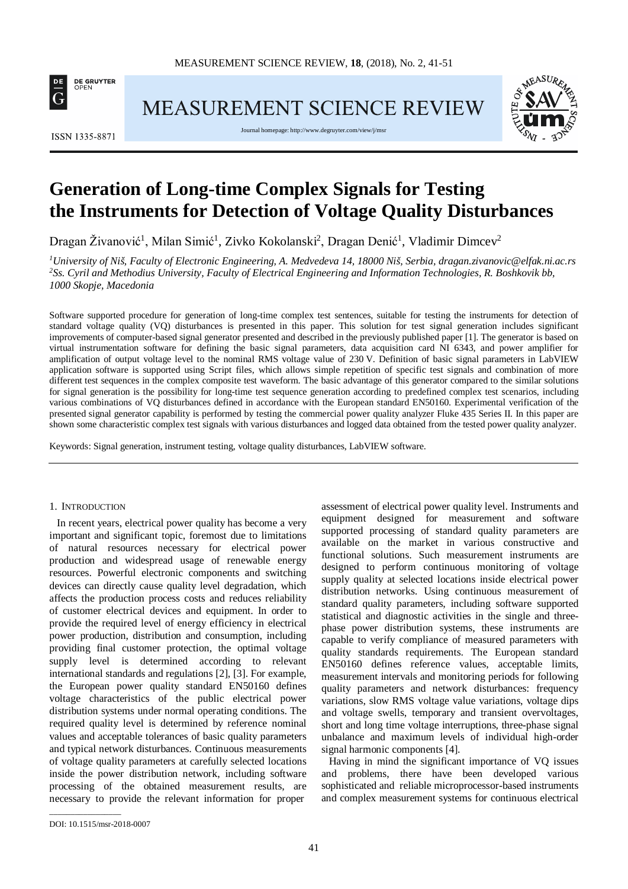# Generation of Long-time Complex Signals for Testing the Instruments for Detection of Voltage Quality Disturbances

Dragan Živanović[1], Milan Simić[1], Zivko Kokolanski[2], Dragan Denić[1], Vladimir Dimcev[2]

*[1]University of Niš, Faculty of Electronic Engineering, A. Medvedeva 14, 18000 Niš, Serbia, dragan.zivanovic@elfak.ni.ac.rs*
*[2]Ss. Cyril and Methodius University, Faculty of Electrical Engineering and Information Technologies, R. Boshkovik bb, 1000 Skopje, Macedonia*

Software supported procedure for generation of long-time complex test sentences, suitable for testing the instruments for detection of standard voltage quality (VQ) disturbances is presented in this paper. This solution for test signal generation includes significant improvements of computer-based signal generator presented and described in the previously published paper [1]. The generator is based on virtual instrumentation software for defining the basic signal parameters, data acquisition card NI 6343, and power amplifier for amplification of output voltage level to the nominal RMS voltage value of 230 V. Definition of basic signal parameters in LabVIEW application software is supported using Script files, which allows simple repetition of specific test signals and combination of more different test sequences in the complex composite test waveform. The basic advantage of this generator compared to the similar solutions for signal generation is the possibility for long-time test sequence generation according to predefined complex test scenarios, including various combinations of VQ disturbances defined in accordance with the European standard EN50160. Experimental verification of the presented signal generator capability is performed by testing the commercial power quality analyzer Fluke 435 Series II. In this paper are shown some characteristic complex test signals with various disturbances and logged data obtained from the tested power quality analyzer.

Keywords: Signal generation, instrument testing, voltage quality disturbances, LabVIEW software.

## 1. Introduction

In recent years, electrical power quality has become a very important and significant topic, foremost due to limitations of natural resources necessary for electrical power production and widespread usage of renewable energy resources. Powerful electronic components and switching devices can directly cause quality level degradation, which affects the production process costs and reduces reliability of customer electrical devices and equipment. In order to provide the required level of energy efficiency in electrical power production, distribution and consumption, including providing final customer protection, the optimal voltage supply level is determined according to relevant international standards and regulations [2], [3]. For example, the European power quality standard EN50160 defines voltage characteristics of the public electrical power distribution systems under normal operating conditions. The required quality level is determined by reference nominal values and acceptable tolerances of basic quality parameters and typical network disturbances. Continuous measurements of voltage quality parameters at carefully selected locations inside the power distribution network, including software processing of the obtained measurement results, are necessary to provide the relevant information for proper assessment of electrical power quality level. Instruments and equipment designed for measurement and software supported processing of standard quality parameters are available on the market in various constructive and functional solutions. Such measurement instruments are designed to perform continuous monitoring of voltage supply quality at selected locations inside electrical power distribution networks. Using continuous measurement of standard quality parameters, including software supported statistical and diagnostic activities in the single and three-phase power distribution systems, these instruments are capable to verify compliance of measured parameters with quality standards requirements. The European standard EN50160 defines reference values, acceptable limits, measurement intervals and monitoring periods for following quality parameters and network disturbances: frequency variations, slow RMS voltage value variations, voltage dips and voltage swells, temporary and transient overvoltages, short and long time voltage interruptions, three-phase signal unbalance and maximum levels of individual high-order signal harmonic components [4].

Having in mind the significant importance of VQ issues and problems, there have been developed various sophisticated and reliable microprocessor-based instruments and complex measurement systems for continuous electrical

DOI: 10.1515/msr-2018-0007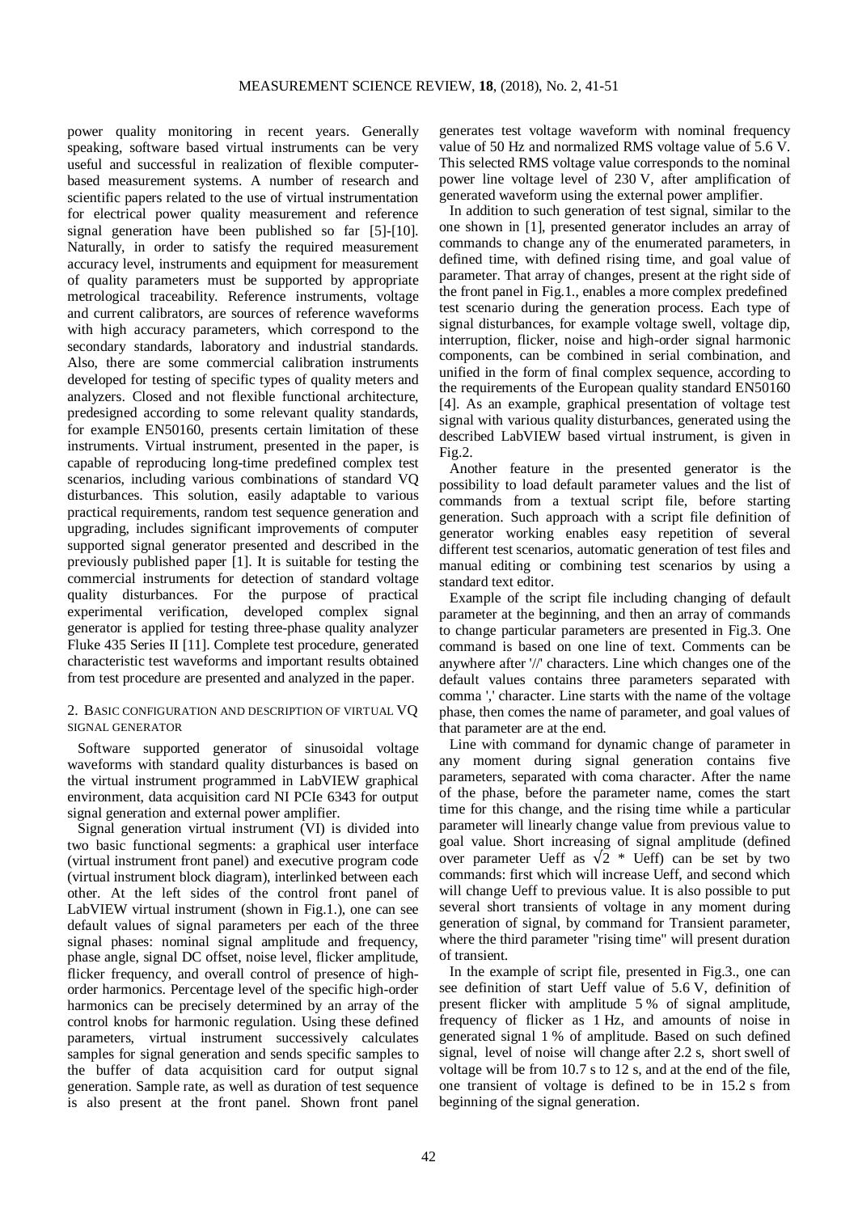power quality monitoring in recent years. Generally speaking, software based virtual instruments can be very useful and successful in realization of flexible computer-based measurement systems. A number of research and scientific papers related to the use of virtual instrumentation for electrical power quality measurement and reference signal generation have been published so far [5]-[10]. Naturally, in order to satisfy the required measurement accuracy level, instruments and equipment for measurement of quality parameters must be supported by appropriate metrological traceability. Reference instruments, voltage and current calibrators, are sources of reference waveforms with high accuracy parameters, which correspond to the secondary standards, laboratory and industrial standards. Also, there are some commercial calibration instruments developed for testing of specific types of quality meters and analyzers. Closed and not flexible functional architecture, predesigned according to some relevant quality standards, for example EN50160, presents certain limitation of these instruments. Virtual instrument, presented in the paper, is capable of reproducing long-time predefined complex test scenarios, including various combinations of standard VQ disturbances. This solution, easily adaptable to various practical requirements, random test sequence generation and upgrading, includes significant improvements of computer supported signal generator presented and described in the previously published paper [1]. It is suitable for testing the commercial instruments for detection of standard voltage quality disturbances. For the purpose of practical experimental verification, developed complex signal generator is applied for testing three-phase quality analyzer Fluke 435 Series II [11]. Complete test procedure, generated characteristic test waveforms and important results obtained from test procedure are presented and analyzed in the paper.

## 2. Basic configuration and description of virtual VQ signal generator

Software supported generator of sinusoidal voltage waveforms with standard quality disturbances is based on the virtual instrument programmed in LabVIEW graphical environment, data acquisition card NI PCIe 6343 for output signal generation and external power amplifier.

Signal generation virtual instrument (VI) is divided into two basic functional segments: a graphical user interface (virtual instrument front panel) and executive program code (virtual instrument block diagram), interlinked between each other. At the left sides of the control front panel of LabVIEW virtual instrument (shown in Fig.1.), one can see default values of signal parameters per each of the three signal phases: nominal signal amplitude and frequency, phase angle, signal DC offset, noise level, flicker amplitude, flicker frequency, and overall control of presence of high-order harmonics. Percentage level of the specific high-order harmonics can be precisely determined by an array of the control knobs for harmonic regulation. Using these defined parameters, virtual instrument successively calculates samples for signal generation and sends specific samples to the buffer of data acquisition card for output signal generation. Sample rate, as well as duration of test sequence is also present at the front panel. Shown front panel generates test voltage waveform with nominal frequency value of 50 Hz and normalized RMS voltage value of 5.6 V. This selected RMS voltage value corresponds to the nominal power line voltage level of 230 V, after amplification of generated waveform using the external power amplifier.

In addition to such generation of test signal, similar to the one shown in [1], presented generator includes an array of commands to change any of the enumerated parameters, in defined time, with defined rising time, and goal value of parameter. That array of changes, present at the right side of the front panel in Fig.1., enables a more complex predefined test scenario during the generation process. Each type of signal disturbances, for example voltage swell, voltage dip, interruption, flicker, noise and high-order signal harmonic components, can be combined in serial combination, and unified in the form of final complex sequence, according to the requirements of the European quality standard EN50160 [4]. As an example, graphical presentation of voltage test signal with various quality disturbances, generated using the described LabVIEW based virtual instrument, is given in Fig.2.

Another feature in the presented generator is the possibility to load default parameter values and the list of commands from a textual script file, before starting generation. Such approach with a script file definition of generator working enables easy repetition of several different test scenarios, automatic generation of test files and manual editing or combining test scenarios by using a standard text editor.

Example of the script file including changing of default parameter at the beginning, and then an array of commands to change particular parameters are presented in Fig.3. One command is based on one line of text. Comments can be anywhere after '//' characters. Line which changes one of the default values contains three parameters separated with comma ',' character. Line starts with the name of the voltage phase, then comes the name of parameter, and goal values of that parameter are at the end.

Line with command for dynamic change of parameter in any moment during signal generation contains five parameters, separated with coma character. After the name of the phase, before the parameter name, comes the start time for this change, and the rising time while a particular parameter will linearly change value from previous value to goal value. Short increasing of signal amplitude (defined over parameter Ueff as $\sqrt{2}$ * Ueff) can be set by two commands: first which will increase Ueff, and second which will change Ueff to previous value. It is also possible to put several short transients of voltage in any moment during generation of signal, by command for Transient parameter, where the third parameter "rising time" will present duration of transient.

In the example of script file, presented in Fig.3., one can see definition of start Ueff value of 5.6 V, definition of present flicker with amplitude 5 % of signal amplitude, frequency of flicker as 1 Hz, and amounts of noise in generated signal 1 % of amplitude. Based on such defined signal, level of noise will change after 2.2 s, short swell of voltage will be from 10.7 s to 12 s, and at the end of the file, one transient of voltage is defined to be in 15.2 s from beginning of the signal generation.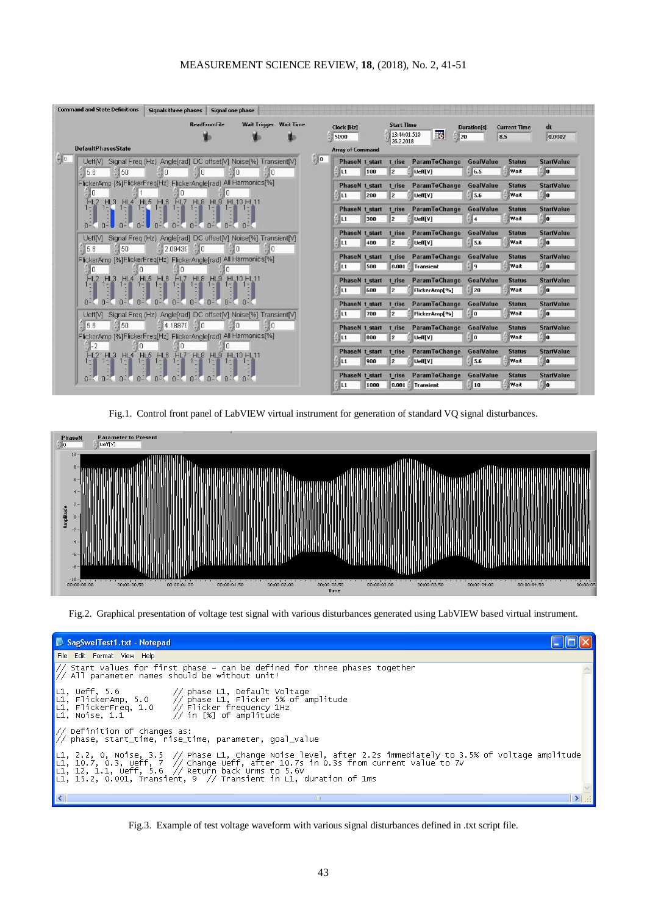Fig.1. Control front panel of LabVIEW virtual instrument for generation of standard VQ signal disturbances.

Fig.2. Graphical presentation of voltage test signal with various disturbances generated using LabVIEW based virtual instrument.

```
// Start values for first phase - can be defined for three phases together
// All parameter names should be without unit!

L1, Ueff, 5.6           // phase L1, Default voltage
L1, FlickerAmp, 5.0     // phase L1, Flicker 5% of amplitude
L1, FlickerFreq, 1.0    // Flicker frequency 1Hz
L1, Noise, 1.1          // in [%] of amplitude

// Definition of changes as:
// phase, start_time, rise_time, parameter, goal_value

L1, 2.2, 0, Noise, 3.5  // Phase L1, Change Noise level, after 2.2s immediately to 3.5% of voltage amplitude
L1, 10.7, 0.3, Ueff, 7  // Change Ueff, after 10.7s in 0.3s from current value to 7V
L1, 12, 1.1, Ueff, 5.6  // Return back Urms to 5.6V
L1, 15.2, 0.001, Transient, 9  // Transient in L1, duration of 1ms
```

Fig.3. Example of test voltage waveform with various signal disturbances defined in .txt script file.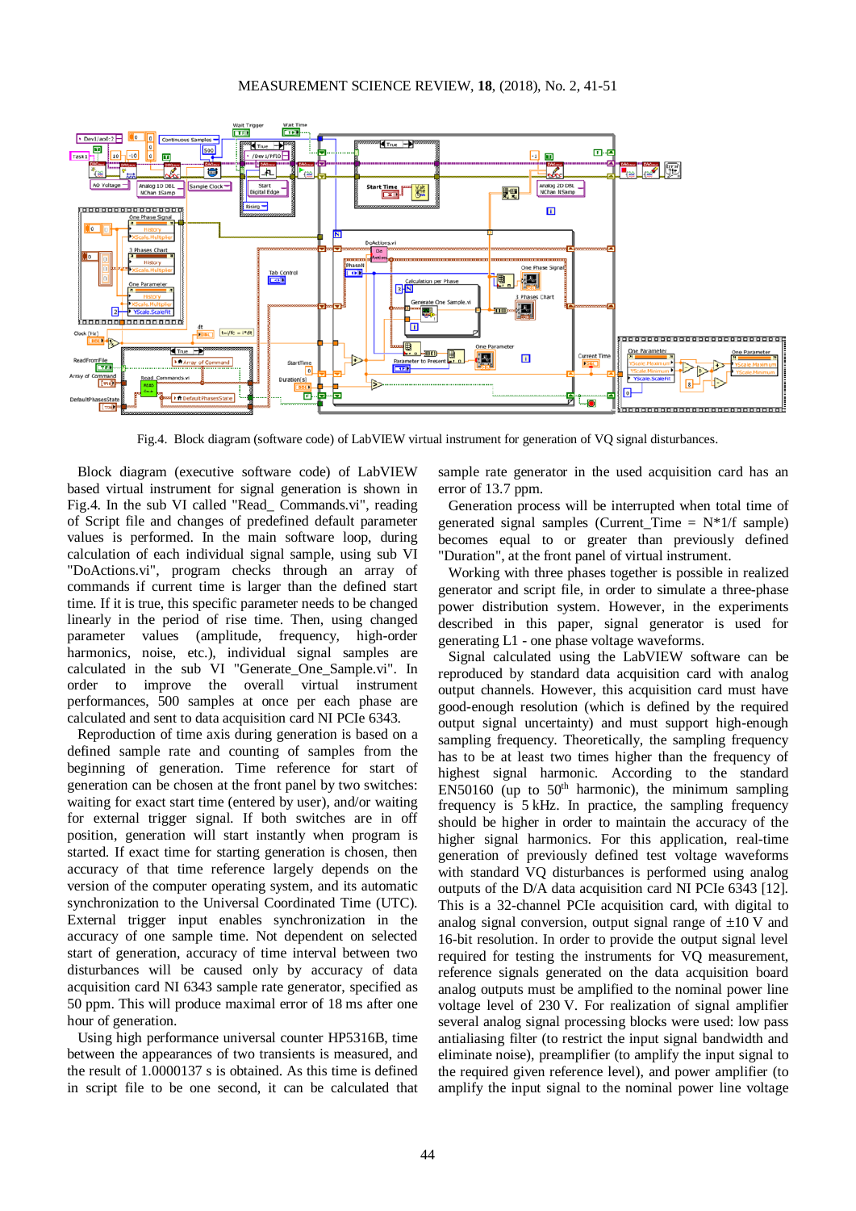Fig.4. Block diagram (software code) of LabVIEW virtual instrument for generation of VQ signal disturbances.

Block diagram (executive software code) of LabVIEW based virtual instrument for signal generation is shown in Fig.4. In the sub VI called "Read_ Commands.vi", reading of Script file and changes of predefined default parameter values is performed. In the main software loop, during calculation of each individual signal sample, using sub VI "DoActions.vi", program checks through an array of commands if current time is larger than the defined start time. If it is true, this specific parameter needs to be changed linearly in the period of rise time. Then, using changed parameter values (amplitude, frequency, high-order harmonics, noise, etc.), individual signal samples are calculated in the sub VI "Generate_One_Sample.vi". In order to improve the overall virtual instrument performances, 500 samples at once per each phase are calculated and sent to data acquisition card NI PCIe 6343.

Reproduction of time axis during generation is based on a defined sample rate and counting of samples from the beginning of generation. Time reference for start of generation can be chosen at the front panel by two switches: waiting for exact start time (entered by user), and/or waiting for external trigger signal. If both switches are in off position, generation will start instantly when program is started. If exact time for starting generation is chosen, then accuracy of that time reference largely depends on the version of the computer operating system, and its automatic synchronization to the Universal Coordinated Time (UTC). External trigger input enables synchronization in the accuracy of one sample time. Not dependent on selected start of generation, accuracy of time interval between two disturbances will be caused only by accuracy of data acquisition card NI 6343 sample rate generator, specified as 50 ppm. This will produce maximal error of 18 ms after one hour of generation.

Using high performance universal counter HP5316B, time between the appearances of two transients is measured, and the result of 1.0000137 s is obtained. As this time is defined in script file to be one second, it can be calculated that sample rate generator in the used acquisition card has an error of 13.7 ppm.

Generation process will be interrupted when total time of generated signal samples (Current_Time = N*1/f sample) becomes equal to or greater than previously defined "Duration", at the front panel of virtual instrument.

Working with three phases together is possible in realized generator and script file, in order to simulate a three-phase power distribution system. However, in the experiments described in this paper, signal generator is used for generating L1 - one phase voltage waveforms.

Signal calculated using the LabVIEW software can be reproduced by standard data acquisition card with analog output channels. However, this acquisition card must have good-enough resolution (which is defined by the required output signal uncertainty) and must support high-enough sampling frequency. Theoretically, the sampling frequency has to be at least two times higher than the frequency of highest signal harmonic. According to the standard EN50160 (up to $50^{th}$ harmonic), the minimum sampling frequency is 5 kHz. In practice, the sampling frequency should be higher in order to maintain the accuracy of the higher signal harmonics. For this application, real-time generation of previously defined test voltage waveforms with standard VQ disturbances is performed using analog outputs of the D/A data acquisition card NI PCIe 6343 [12]. This is a 32-channel PCIe acquisition card, with digital to analog signal conversion, output signal range of ±10 V and 16-bit resolution. In order to provide the output signal level required for testing the instruments for VQ measurement, reference signals generated on the data acquisition board analog outputs must be amplified to the nominal power line voltage level of 230 V. For realization of signal amplifier several analog signal processing blocks were used: low pass antialiasing filter (to restrict the input signal bandwidth and eliminate noise), preamplifier (to amplify the input signal to the required given reference level), and power amplifier (to amplify the input signal to the nominal power line voltage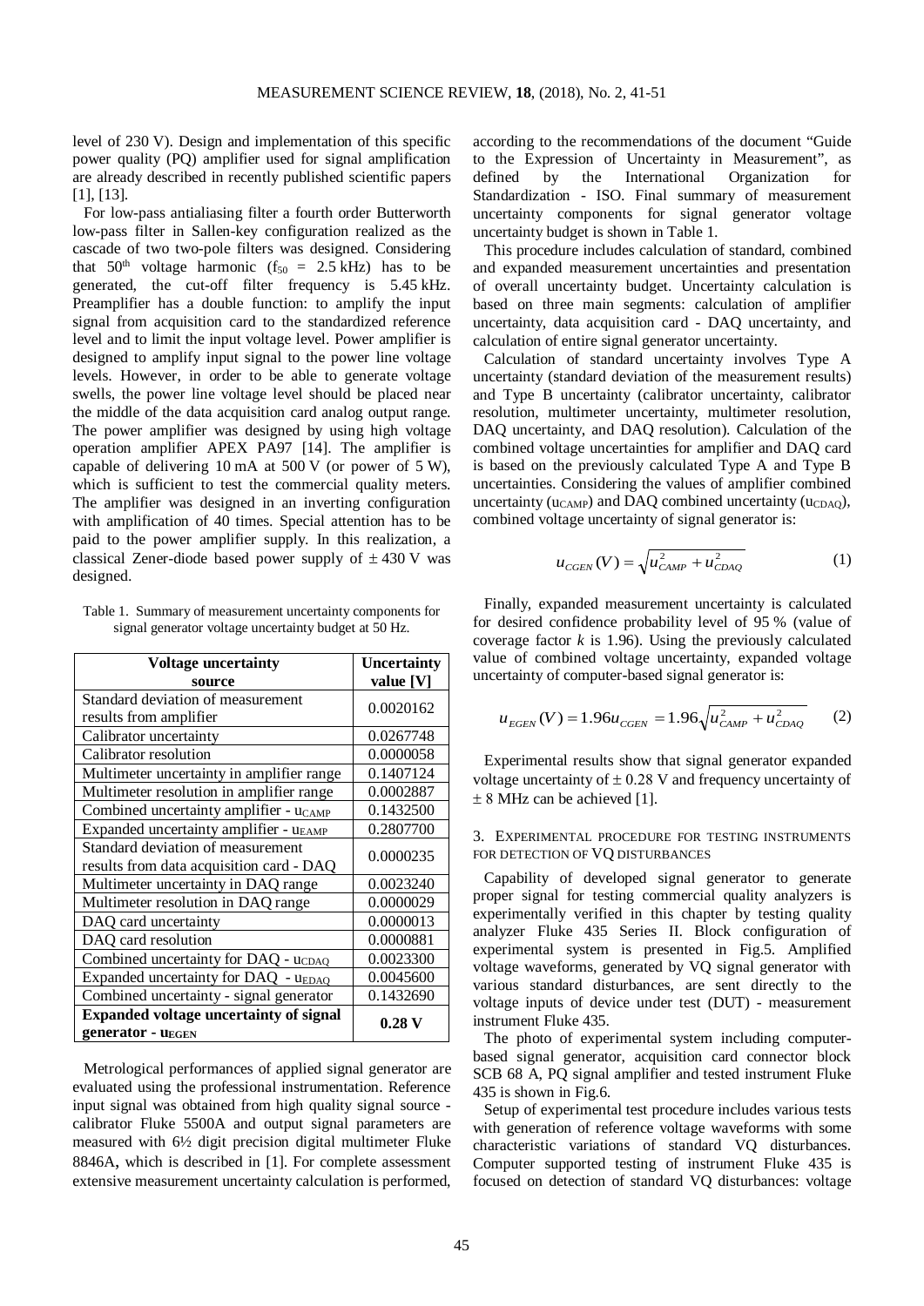level of 230 V). Design and implementation of this specific power quality (PQ) amplifier used for signal amplification are already described in recently published scientific papers [1], [13].

For low-pass antialiasing filter a fourth order Butterworth low-pass filter in Sallen-key configuration realized as the cascade of two two-pole filters was designed. Considering that 50[th] voltage harmonic ($f_{50}$ = 2.5 kHz) has to be generated, the cut-off filter frequency is 5.45 kHz. Preamplifier has a double function: to amplify the input signal from acquisition card to the standardized reference level and to limit the input voltage level. Power amplifier is designed to amplify input signal to the power line voltage levels. However, in order to be able to generate voltage swells, the power line voltage level should be placed near the middle of the data acquisition card analog output range. The power amplifier was designed by using high voltage operation amplifier APEX PA97 [14]. The amplifier is capable of delivering 10 mA at 500 V (or power of 5 W), which is sufficient to test the commercial quality meters. The amplifier was designed in an inverting configuration with amplification of 40 times. Special attention has to be paid to the power amplifier supply. In this realization, a classical Zener-diode based power supply of ± 430 V was designed.

Table 1. Summary of measurement uncertainty components for signal generator voltage uncertainty budget at 50 Hz.

| Voltage uncertainty source | Uncertainty value [V] |
|---|---|
| Standard deviation of measurement results from amplifier | 0.0020162 |
| Calibrator uncertainty | 0.0267748 |
| Calibrator resolution | 0.0000058 |
| Multimeter uncertainty in amplifier range | 0.1407124 |
| Multimeter resolution in amplifier range | 0.0002887 |
| Combined uncertainty amplifier - $u_{CAMP}$ | 0.1432500 |
| Expanded uncertainty amplifier - $u_{EAMP}$ | 0.2807700 |
| Standard deviation of measurement results from data acquisition card - DAQ | 0.0000235 |
| Multimeter uncertainty in DAQ range | 0.0023240 |
| Multimeter resolution in DAQ range | 0.0000029 |
| DAQ card uncertainty | 0.0000013 |
| DAQ card resolution | 0.0000881 |
| Combined uncertainty for DAQ - $u_{CDAQ}$ | 0.0023300 |
| Expanded uncertainty for DAQ - $u_{EDAQ}$ | 0.0045600 |
| Combined uncertainty - signal generator | 0.1432690 |
| **Expanded voltage uncertainty of signal generator - $u_{EGEN}$** | **0.28 V** |

Metrological performances of applied signal generator are evaluated using the professional instrumentation. Reference input signal was obtained from high quality signal source - calibrator Fluke 5500A and output signal parameters are measured with 6½ digit precision digital multimeter Fluke 8846A, which is described in [1]. For complete assessment extensive measurement uncertainty calculation is performed, according to the recommendations of the document "Guide to the Expression of Uncertainty in Measurement", as defined by the International Organization for Standardization - ISO. Final summary of measurement uncertainty components for signal generator voltage uncertainty budget is shown in Table 1.

This procedure includes calculation of standard, combined and expanded measurement uncertainties and presentation of overall uncertainty budget. Uncertainty calculation is based on three main segments: calculation of amplifier uncertainty, data acquisition card - DAQ uncertainty, and calculation of entire signal generator uncertainty.

Calculation of standard uncertainty involves Type A uncertainty (standard deviation of the measurement results) and Type B uncertainty (calibrator uncertainty, calibrator resolution, multimeter uncertainty, multimeter resolution, DAQ uncertainty, and DAQ resolution). Calculation of the combined voltage uncertainties for amplifier and DAQ card is based on the previously calculated Type A and Type B uncertainties. Considering the values of amplifier combined uncertainty ($u_{CAMP}$) and DAQ combined uncertainty ($u_{CDAQ}$), combined voltage uncertainty of signal generator is:

$$u_{CGEN}(V) = \sqrt{u_{CAMP}^2 + u_{CDAQ}^2} \tag{1}$$

Finally, expanded measurement uncertainty is calculated for desired confidence probability level of 95 % (value of coverage factor $k$ is 1.96). Using the previously calculated value of combined voltage uncertainty, expanded voltage uncertainty of computer-based signal generator is:

$$u_{EGEN}(V) = 1.96 u_{CGEN} = 1.96\sqrt{u_{CAMP}^2 + u_{CDAQ}^2} \tag{2}$$

Experimental results show that signal generator expanded voltage uncertainty of ± 0.28 V and frequency uncertainty of ± 8 MHz can be achieved [1].

## 3. Experimental procedure for testing instruments for detection of VQ disturbances

Capability of developed signal generator to generate proper signal for testing commercial quality analyzers is experimentally verified in this chapter by testing quality analyzer Fluke 435 Series II. Block configuration of experimental system is presented in Fig.5. Amplified voltage waveforms, generated by VQ signal generator with various standard disturbances, are sent directly to the voltage inputs of device under test (DUT) - measurement instrument Fluke 435.

The photo of experimental system including computer-based signal generator, acquisition card connector block SCB 68 A, PQ signal amplifier and tested instrument Fluke 435 is shown in Fig.6.

Setup of experimental test procedure includes various tests with generation of reference voltage waveforms with some characteristic variations of standard VQ disturbances. Computer supported testing of instrument Fluke 435 is focused on detection of standard VQ disturbances: voltage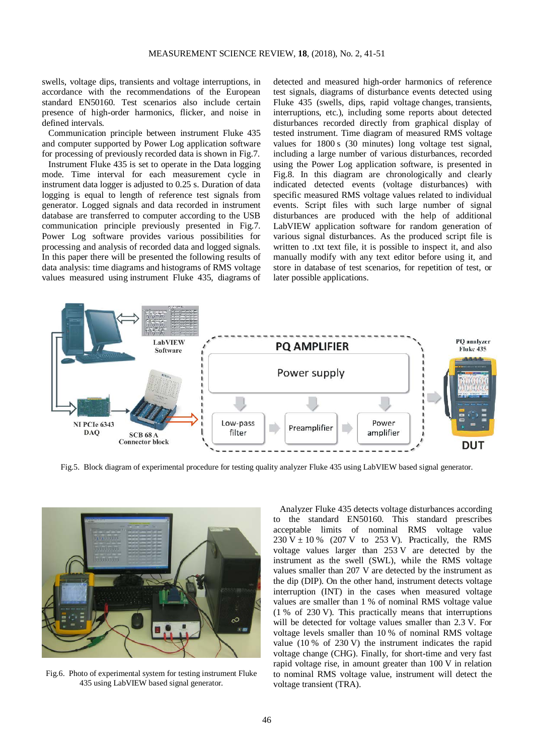swells, voltage dips, transients and voltage interruptions, in accordance with the recommendations of the European standard EN50160. Test scenarios also include certain presence of high-order harmonics, flicker, and noise in defined intervals.

Communication principle between instrument Fluke 435 and computer supported by Power Log application software for processing of previously recorded data is shown in Fig.7.

Instrument Fluke 435 is set to operate in the Data logging mode. Time interval for each measurement cycle in instrument data logger is adjusted to 0.25 s. Duration of data logging is equal to length of reference test signals from generator. Logged signals and data recorded in instrument database are transferred to computer according to the USB communication principle previously presented in Fig.7. Power Log software provides various possibilities for processing and analysis of recorded data and logged signals. In this paper there will be presented the following results of data analysis: time diagrams and histograms of RMS voltage values measured using instrument Fluke 435, diagrams of detected and measured high-order harmonics of reference test signals, diagrams of disturbance events detected using Fluke 435 (swells, dips, rapid voltage changes, transients, interruptions, etc.), including some reports about detected disturbances recorded directly from graphical display of tested instrument. Time diagram of measured RMS voltage values for 1800 s (30 minutes) long voltage test signal, including a large number of various disturbances, recorded using the Power Log application software, is presented in Fig.8. In this diagram are chronologically and clearly indicated detected events (voltage disturbances) with specific measured RMS voltage values related to individual events. Script files with such large number of signal disturbances are produced with the help of additional LabVIEW application software for random generation of various signal disturbances. As the produced script file is written to .txt text file, it is possible to inspect it, and also manually modify with any text editor before using it, and store in database of test scenarios, for repetition of test, or later possible applications.

Fig.5. Block diagram of experimental procedure for testing quality analyzer Fluke 435 using LabVIEW based signal generator.

Fig.6. Photo of experimental system for testing instrument Fluke 435 using LabVIEW based signal generator.

Analyzer Fluke 435 detects voltage disturbances according to the standard EN50160. This standard prescribes acceptable limits of nominal RMS voltage value 230 V ± 10 % (207 V to 253 V). Practically, the RMS voltage values larger than 253 V are detected by the instrument as the swell (SWL), while the RMS voltage values smaller than 207 V are detected by the instrument as the dip (DIP). On the other hand, instrument detects voltage interruption (INT) in the cases when measured voltage values are smaller than 1 % of nominal RMS voltage value (1 % of 230 V). This practically means that interruptions will be detected for voltage values smaller than 2.3 V. For voltage levels smaller than 10 % of nominal RMS voltage value (10 % of 230 V) the instrument indicates the rapid voltage change (CHG). Finally, for short-time and very fast rapid voltage rise, in amount greater than 100 V in relation to nominal RMS voltage value, instrument will detect the voltage transient (TRA).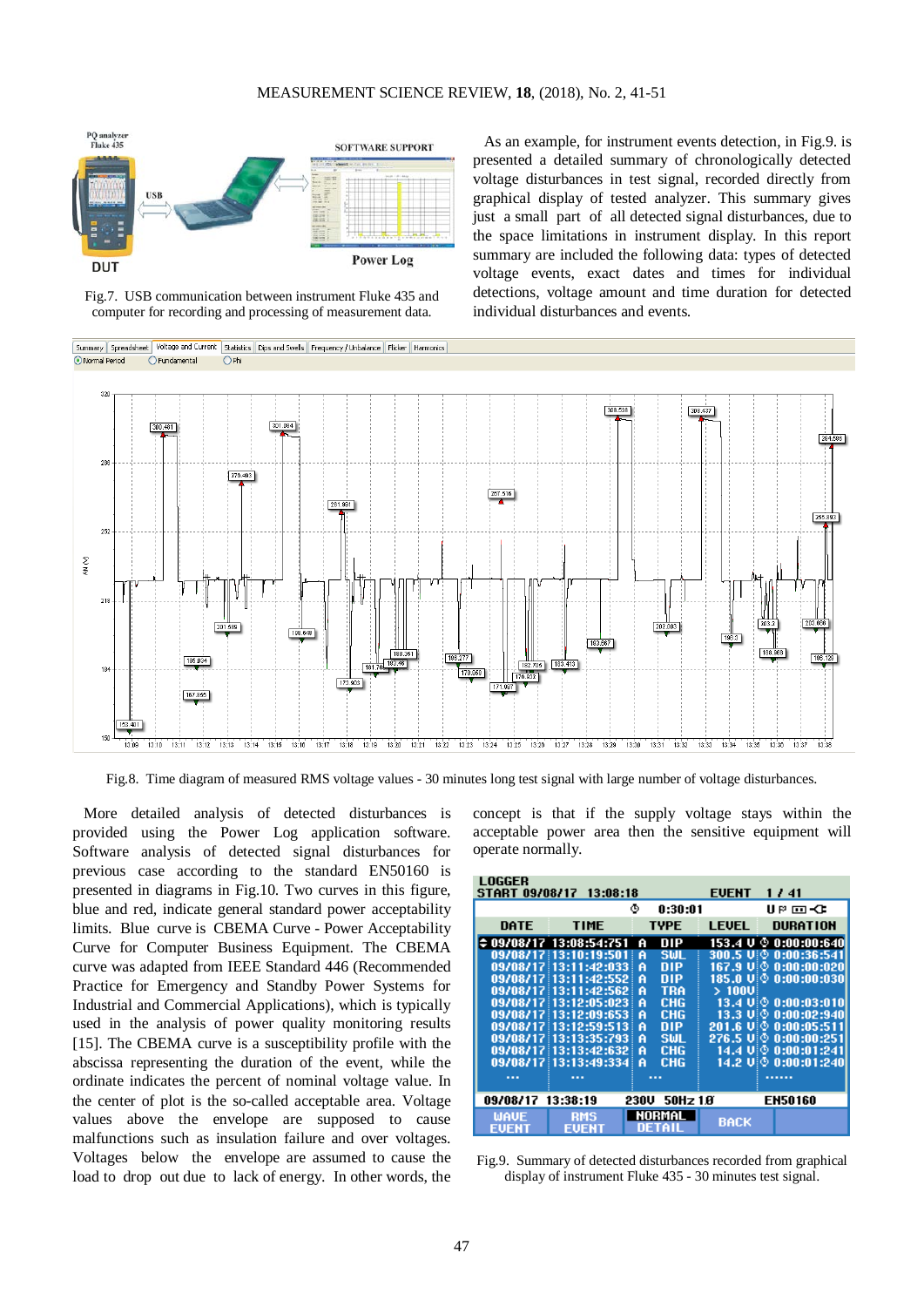Fig.7. USB communication between instrument Fluke 435 and computer for recording and processing of measurement data.

As an example, for instrument events detection, in Fig.9. is presented a detailed summary of chronologically detected voltage disturbances in test signal, recorded directly from graphical display of tested analyzer. This summary gives just a small part of all detected signal disturbances, due to the space limitations in instrument display. In this report summary are included the following data: types of detected voltage events, exact dates and times for individual detections, voltage amount and time duration for detected individual disturbances and events.

Fig.8. Time diagram of measured RMS voltage values - 30 minutes long test signal with large number of voltage disturbances.

More detailed analysis of detected disturbances is provided using the Power Log application software. Software analysis of detected signal disturbances for previous case according to the standard EN50160 is presented in diagrams in Fig.10. Two curves in this figure, blue and red, indicate general standard power acceptability limits. Blue curve is CBEMA Curve - Power Acceptability Curve for Computer Business Equipment. The CBEMA curve was adapted from IEEE Standard 446 (Recommended Practice for Emergency and Standby Power Systems for Industrial and Commercial Applications), which is typically used in the analysis of power quality monitoring results [15]. The CBEMA curve is a susceptibility profile with the abscissa representing the duration of the event, while the ordinate indicates the percent of nominal voltage value. In the center of plot is the so-called acceptable area. Voltage values above the envelope are supposed to cause malfunctions such as insulation failure and over voltages. Voltages below the envelope are assumed to cause the load to drop out due to lack of energy. In other words, the concept is that if the supply voltage stays within the acceptable power area then the sensitive equipment will operate normally.

Fig.9. Summary of detected disturbances recorded from graphical display of instrument Fluke 435 - 30 minutes test signal.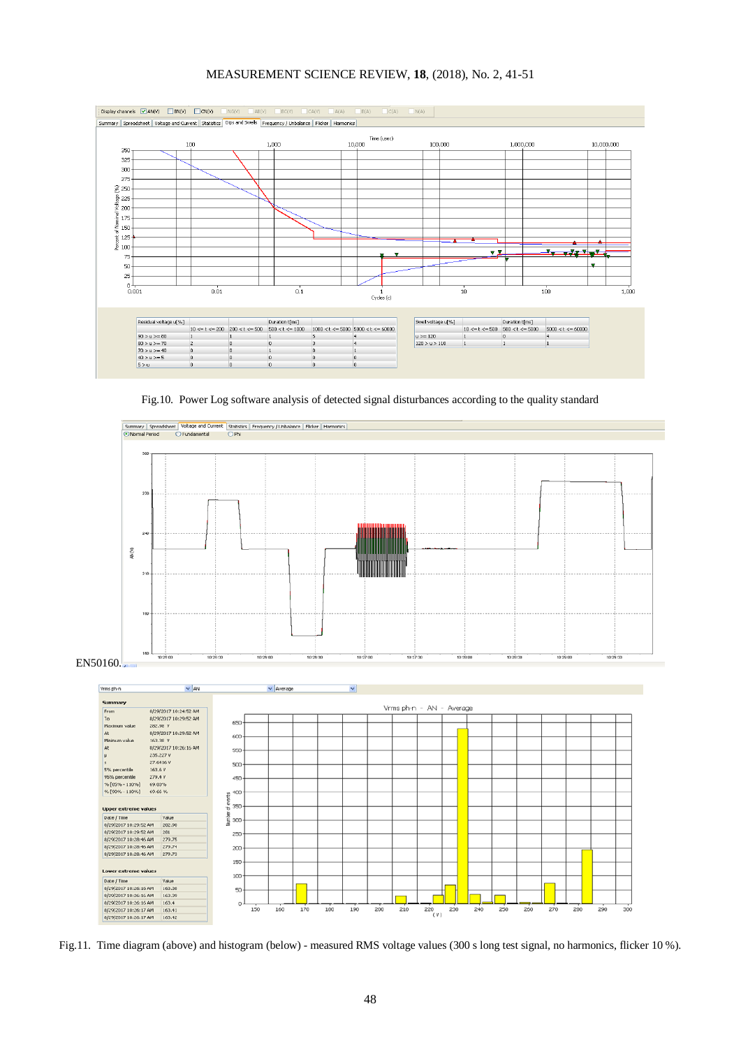Fig.10. Power Log software analysis of detected signal disturbances according to the quality standard

EN50160.

Fig.11. Time diagram (above) and histogram (below) - measured RMS voltage values (300 s long test signal, no harmonics, flicker 10 %).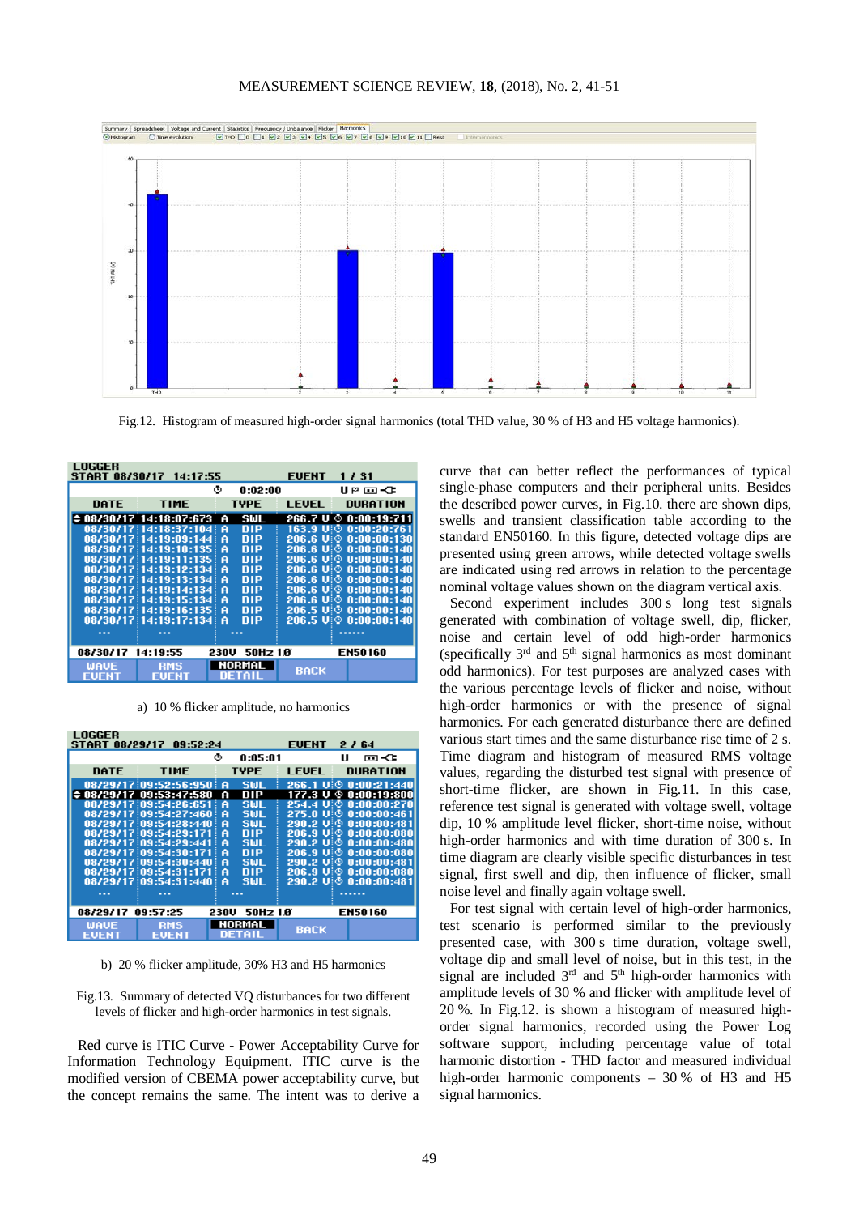Fig.12. Histogram of measured high-order signal harmonics (total THD value, 30 % of H3 and H5 voltage harmonics).

a) 10 % flicker amplitude, no harmonics

b) 20 % flicker amplitude, 30% H3 and H5 harmonics

Fig.13. Summary of detected VQ disturbances for two different levels of flicker and high-order harmonics in test signals.

Red curve is ITIC Curve - Power Acceptability Curve for Information Technology Equipment. ITIC curve is the modified version of CBEMA power acceptability curve, but the concept remains the same. The intent was to derive a curve that can better reflect the performances of typical single-phase computers and their peripheral units. Besides the described power curves, in Fig.10. there are shown dips, swells and transient classification table according to the standard EN50160. In this figure, detected voltage dips are presented using green arrows, while detected voltage swells are indicated using red arrows in relation to the percentage nominal voltage values shown on the diagram vertical axis.

Second experiment includes 300 s long test signals generated with combination of voltage swell, dip, flicker, noise and certain level of odd high-order harmonics (specifically 3[rd] and 5[th] signal harmonics as most dominant odd harmonics). For test purposes are analyzed cases with the various percentage levels of flicker and noise, without high-order harmonics or with the presence of signal harmonics. For each generated disturbance there are defined various start times and the same disturbance rise time of 2 s. Time diagram and histogram of measured RMS voltage values, regarding the disturbed test signal with presence of short-time flicker, are shown in Fig.11. In this case, reference test signal is generated with voltage swell, voltage dip, 10 % amplitude level flicker, short-time noise, without high-order harmonics and with time duration of 300 s. In time diagram are clearly visible specific disturbances in test signal, first swell and dip, then influence of flicker, small noise level and finally again voltage swell.

For test signal with certain level of high-order harmonics, test scenario is performed similar to the previously presented case, with 300 s time duration, voltage swell, voltage dip and small level of noise, but in this test, in the signal are included 3[rd] and 5[th] high-order harmonics with amplitude levels of 30 % and flicker with amplitude level of 20 %. In Fig.12. is shown a histogram of measured high-order signal harmonics, recorded using the Power Log software support, including percentage value of total harmonic distortion - THD factor and measured individual high-order harmonic components – 30 % of H3 and H5 signal harmonics.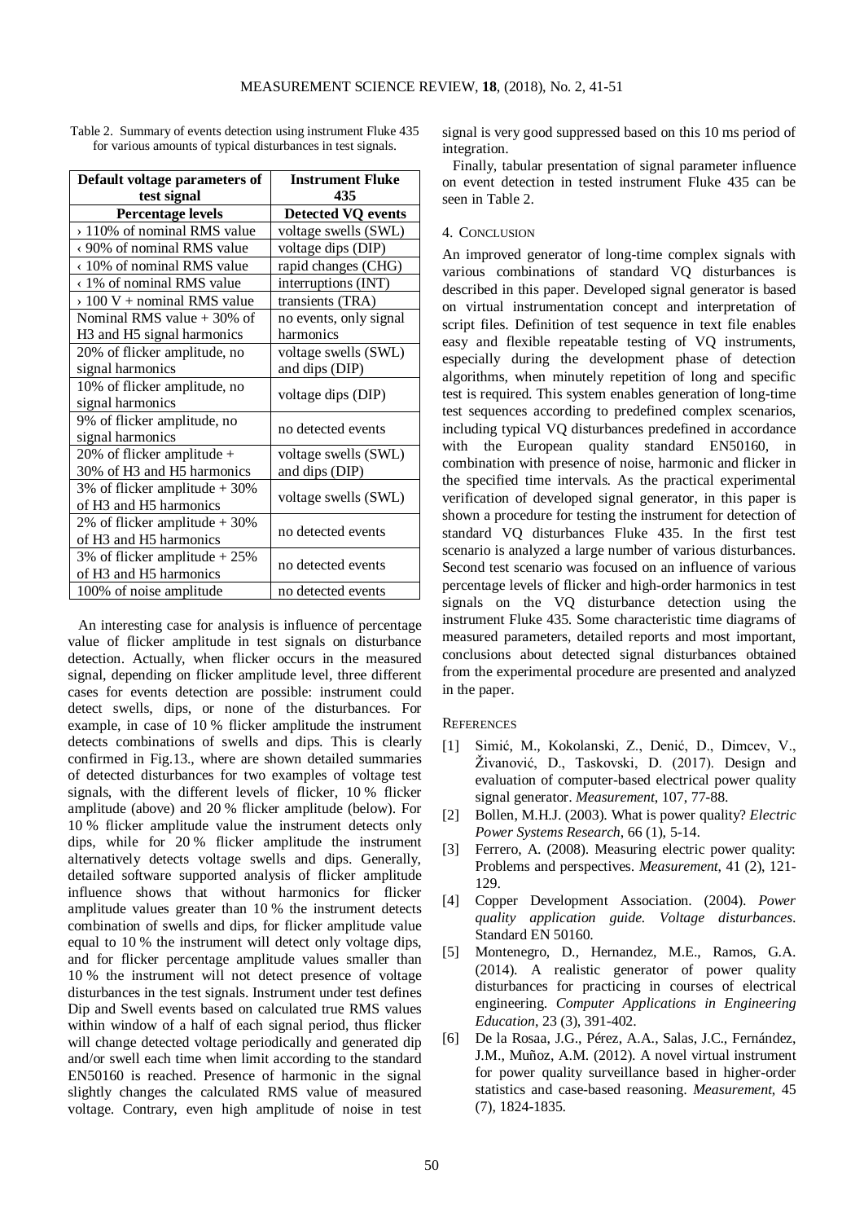Table 2. Summary of events detection using instrument Fluke 435 for various amounts of typical disturbances in test signals.

| Default voltage parameters of test signal | Instrument Fluke 435 |
| --- | --- |
| **Percentage levels** | **Detected VQ events** |
| › 110% of nominal RMS value | voltage swells (SWL) |
| ‹ 90% of nominal RMS value | voltage dips (DIP) |
| ‹ 10% of nominal RMS value | rapid changes (CHG) |
| ‹ 1% of nominal RMS value | interruptions (INT) |
| › 100 V + nominal RMS value | transients (TRA) |
| Nominal RMS value + 30% of H3 and H5 signal harmonics | no events, only signal harmonics |
| 20% of flicker amplitude, no signal harmonics | voltage swells (SWL) and dips (DIP) |
| 10% of flicker amplitude, no signal harmonics | voltage dips (DIP) |
| 9% of flicker amplitude, no signal harmonics | no detected events |
| 20% of flicker amplitude + 30% of H3 and H5 harmonics | voltage swells (SWL) and dips (DIP) |
| 3% of flicker amplitude + 30% of H3 and H5 harmonics | voltage swells (SWL) |
| 2% of flicker amplitude + 30% of H3 and H5 harmonics | no detected events |
| 3% of flicker amplitude + 25% of H3 and H5 harmonics | no detected events |
| 100% of noise amplitude | no detected events |

An interesting case for analysis is influence of percentage value of flicker amplitude in test signals on disturbance detection. Actually, when flicker occurs in the measured signal, depending on flicker amplitude level, three different cases for events detection are possible: instrument could detect swells, dips, or none of the disturbances. For example, in case of 10 % flicker amplitude the instrument detects combinations of swells and dips. This is clearly confirmed in Fig.13., where are shown detailed summaries of detected disturbances for two examples of voltage test signals, with the different levels of flicker, 10 % flicker amplitude (above) and 20 % flicker amplitude (below). For 10 % flicker amplitude value the instrument detects only dips, while for 20 % flicker amplitude the instrument alternatively detects voltage swells and dips. Generally, detailed software supported analysis of flicker amplitude influence shows that without harmonics for flicker amplitude values greater than 10 % the instrument detects combination of swells and dips, for flicker amplitude value equal to 10 % the instrument will detect only voltage dips, and for flicker percentage amplitude values smaller than 10 % the instrument will not detect presence of voltage disturbances in the test signals. Instrument under test defines Dip and Swell events based on calculated true RMS values within window of a half of each signal period, thus flicker will change detected voltage periodically and generated dip and/or swell each time when limit according to the standard EN50160 is reached. Presence of harmonic in the signal slightly changes the calculated RMS value of measured voltage. Contrary, even high amplitude of noise in test signal is very good suppressed based on this 10 ms period of integration.

Finally, tabular presentation of signal parameter influence on event detection in tested instrument Fluke 435 can be seen in Table 2.

## 4. Conclusion

An improved generator of long-time complex signals with various combinations of standard VQ disturbances is described in this paper. Developed signal generator is based on virtual instrumentation concept and interpretation of script files. Definition of test sequence in text file enables easy and flexible repeatable testing of VQ instruments, especially during the development phase of detection algorithms, when minutely repetition of long and specific test is required. This system enables generation of long-time test sequences according to predefined complex scenarios, including typical VQ disturbances predefined in accordance with the European quality standard EN50160, in combination with presence of noise, harmonic and flicker in the specified time intervals. As the practical experimental verification of developed signal generator, in this paper is shown a procedure for testing the instrument for detection of standard VQ disturbances Fluke 435. In the first test scenario is analyzed a large number of various disturbances. Second test scenario was focused on an influence of various percentage levels of flicker and high-order harmonics in test signals on the VQ disturbance detection using the instrument Fluke 435. Some characteristic time diagrams of measured parameters, detailed reports and most important, conclusions about detected signal disturbances obtained from the experimental procedure are presented and analyzed in the paper.

## References

[1] Simić, M., Kokolanski, Z., Denić, D., Dimcev, V., Živanović, D., Taskovski, D. (2017). Design and evaluation of computer-based electrical power quality signal generator. *Measurement*, 107, 77-88.

[2] Bollen, M.H.J. (2003). What is power quality? *Electric Power Systems Research*, 66 (1), 5-14.

[3] Ferrero, A. (2008). Measuring electric power quality: Problems and perspectives. *Measurement*, 41 (2), 121-129.

[4] Copper Development Association. (2004). *Power quality application guide. Voltage disturbances*. Standard EN 50160.

[5] Montenegro, D., Hernandez, M.E., Ramos, G.A. (2014). A realistic generator of power quality disturbances for practicing in courses of electrical engineering. *Computer Applications in Engineering Education*, 23 (3), 391-402.

[6] De la Rosaa, J.G., Pérez, A.A., Salas, J.C., Fernández, J.M., Muñoz, A.M. (2012). A novel virtual instrument for power quality surveillance based in higher-order statistics and case-based reasoning. *Measurement*, 45 (7), 1824-1835.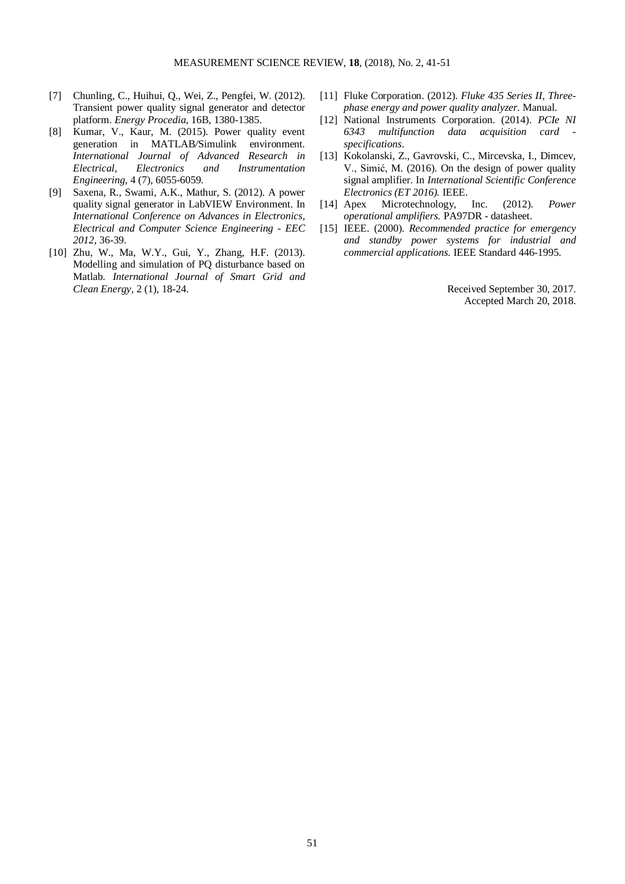[7] Chunling, C., Huihui, Q., Wei, Z., Pengfei, W. (2012). Transient power quality signal generator and detector platform. *Energy Procedia*, 16B, 1380-1385.

[8] Kumar, V., Kaur, M. (2015). Power quality event generation in MATLAB/Simulink environment. *International Journal of Advanced Research in Electrical, Electronics and Instrumentation Engineering*, 4 (7), 6055-6059.

[9] Saxena, R., Swami, A.K., Mathur, S. (2012). A power quality signal generator in LabVIEW Environment. In *International Conference on Advances in Electronics, Electrical and Computer Science Engineering - EEC 2012*, 36-39.

[10] Zhu, W., Ma, W.Y., Gui, Y., Zhang, H.F. (2013). Modelling and simulation of PQ disturbance based on Matlab. *International Journal of Smart Grid and Clean Energy*, 2 (1), 18-24.

[11] Fluke Corporation. (2012). *Fluke 435 Series II, Three-phase energy and power quality analyzer*. Manual.

[12] National Instruments Corporation. (2014). *PCIe NI 6343 multifunction data acquisition card - specifications*.

[13] Kokolanski, Z., Gavrovski, C., Mircevska, I., Dimcev, V., Simić, M. (2016). On the design of power quality signal amplifier. In *International Scientific Conference Electronics (ET 2016)*. IEEE.

[14] Apex Microtechnology, Inc. (2012). *Power operational amplifiers*. PA97DR - datasheet.

[15] IEEE. (2000). *Recommended practice for emergency and standby power systems for industrial and commercial applications*. IEEE Standard 446-1995.

Received September 30, 2017.
Accepted March 20, 2018.